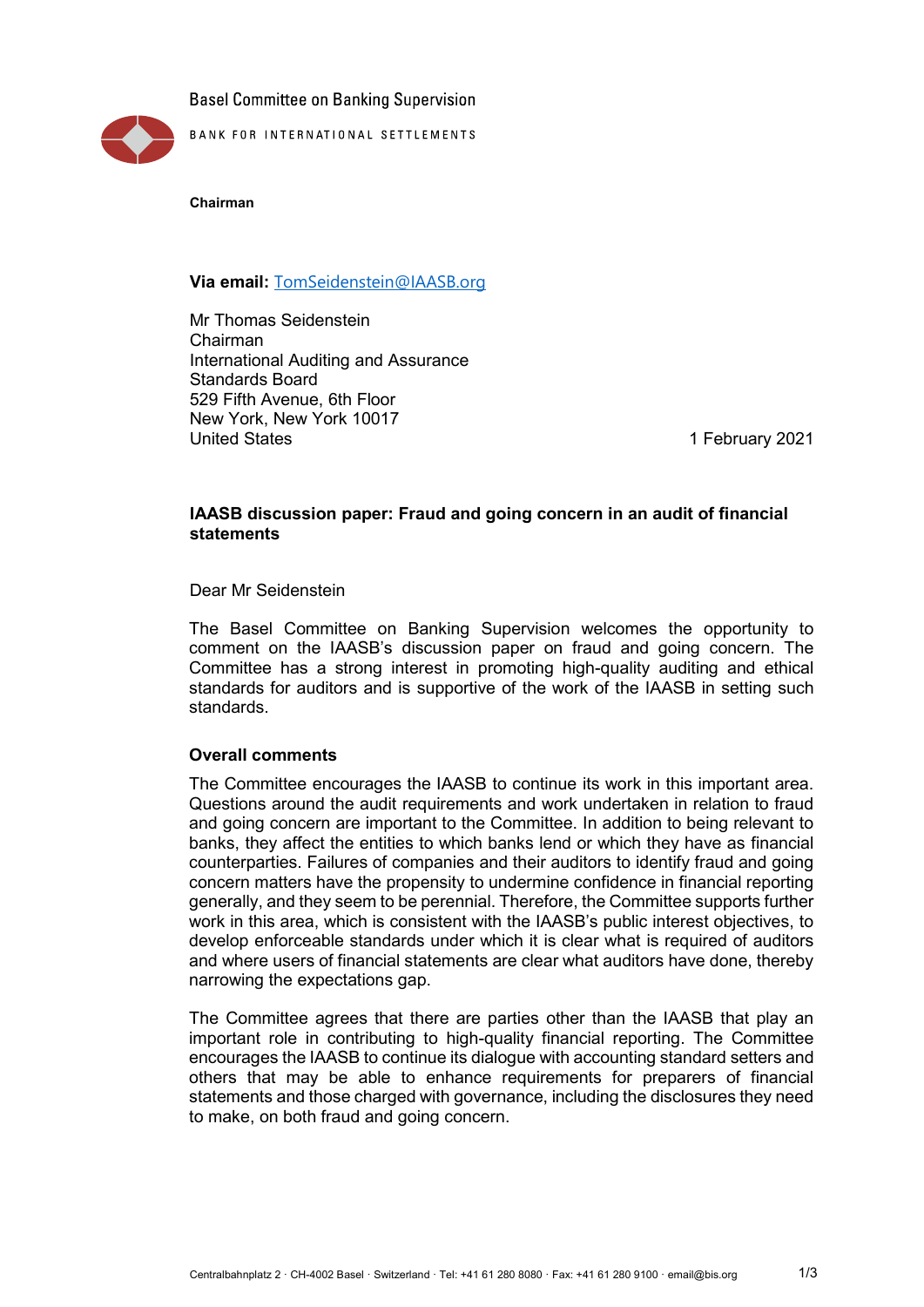Basel Committee on Banking Supervision

BANK FOR INTERNATIONAL SETTLEMENTS

**Chairman**

**Via email:** TomSeidenstein@IAASB.org

Mr Thomas Seidenstein
Chairman
International Auditing and Assurance
Standards Board
529 Fifth Avenue, 6th Floor
New York, New York 10017
United States

1 February 2021

**IAASB discussion paper: Fraud and going concern in an audit of financial statements**

Dear Mr Seidenstein

The Basel Committee on Banking Supervision welcomes the opportunity to comment on the IAASB's discussion paper on fraud and going concern. The Committee has a strong interest in promoting high-quality auditing and ethical standards for auditors and is supportive of the work of the IAASB in setting such standards.

**Overall comments**

The Committee encourages the IAASB to continue its work in this important area. Questions around the audit requirements and work undertaken in relation to fraud and going concern are important to the Committee. In addition to being relevant to banks, they affect the entities to which banks lend or which they have as financial counterparties. Failures of companies and their auditors to identify fraud and going concern matters have the propensity to undermine confidence in financial reporting generally, and they seem to be perennial. Therefore, the Committee supports further work in this area, which is consistent with the IAASB's public interest objectives, to develop enforceable standards under which it is clear what is required of auditors and where users of financial statements are clear what auditors have done, thereby narrowing the expectations gap.

The Committee agrees that there are parties other than the IAASB that play an important role in contributing to high-quality financial reporting. The Committee encourages the IAASB to continue its dialogue with accounting standard setters and others that may be able to enhance requirements for preparers of financial statements and those charged with governance, including the disclosures they need to make, on both fraud and going concern.

Centralbahnplatz 2 · CH-4002 Basel · Switzerland · Tel: +41 61 280 8080 · Fax: +41 61 280 9100 · email@bis.org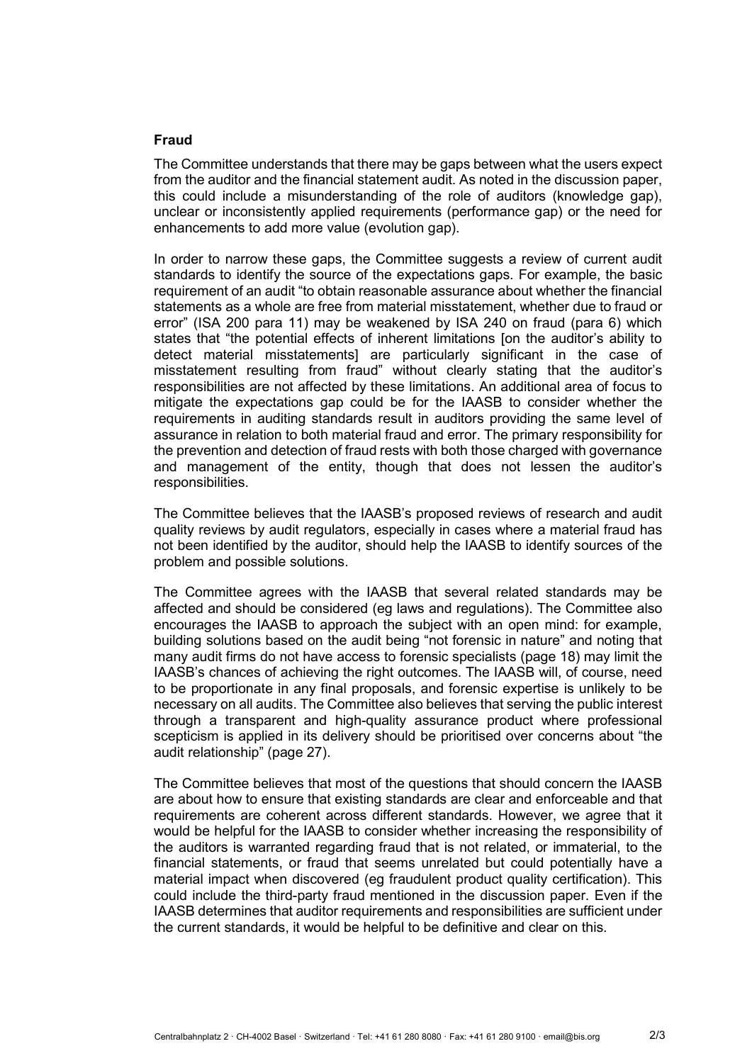### Fraud

The Committee understands that there may be gaps between what the users expect from the auditor and the financial statement audit. As noted in the discussion paper, this could include a misunderstanding of the role of auditors (knowledge gap), unclear or inconsistently applied requirements (performance gap) or the need for enhancements to add more value (evolution gap).

In order to narrow these gaps, the Committee suggests a review of current audit standards to identify the source of the expectations gaps. For example, the basic requirement of an audit "to obtain reasonable assurance about whether the financial statements as a whole are free from material misstatement, whether due to fraud or error" (ISA 200 para 11) may be weakened by ISA 240 on fraud (para 6) which states that "the potential effects of inherent limitations [on the auditor's ability to detect material misstatements] are particularly significant in the case of misstatement resulting from fraud" without clearly stating that the auditor's responsibilities are not affected by these limitations. An additional area of focus to mitigate the expectations gap could be for the IAASB to consider whether the requirements in auditing standards result in auditors providing the same level of assurance in relation to both material fraud and error. The primary responsibility for the prevention and detection of fraud rests with both those charged with governance and management of the entity, though that does not lessen the auditor's responsibilities.

The Committee believes that the IAASB's proposed reviews of research and audit quality reviews by audit regulators, especially in cases where a material fraud has not been identified by the auditor, should help the IAASB to identify sources of the problem and possible solutions.

The Committee agrees with the IAASB that several related standards may be affected and should be considered (eg laws and regulations). The Committee also encourages the IAASB to approach the subject with an open mind: for example, building solutions based on the audit being "not forensic in nature" and noting that many audit firms do not have access to forensic specialists (page 18) may limit the IAASB's chances of achieving the right outcomes. The IAASB will, of course, need to be proportionate in any final proposals, and forensic expertise is unlikely to be necessary on all audits. The Committee also believes that serving the public interest through a transparent and high-quality assurance product where professional scepticism is applied in its delivery should be prioritised over concerns about "the audit relationship" (page 27).

The Committee believes that most of the questions that should concern the IAASB are about how to ensure that existing standards are clear and enforceable and that requirements are coherent across different standards. However, we agree that it would be helpful for the IAASB to consider whether increasing the responsibility of the auditors is warranted regarding fraud that is not related, or immaterial, to the financial statements, or fraud that seems unrelated but could potentially have a material impact when discovered (eg fraudulent product quality certification). This could include the third-party fraud mentioned in the discussion paper. Even if the IAASB determines that auditor requirements and responsibilities are sufficient under the current standards, it would be helpful to be definitive and clear on this.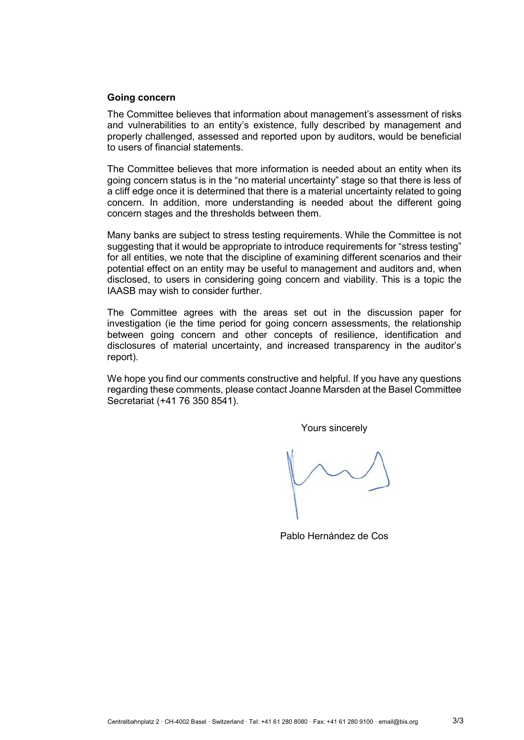**Going concern**

The Committee believes that information about management's assessment of risks and vulnerabilities to an entity's existence, fully described by management and properly challenged, assessed and reported upon by auditors, would be beneficial to users of financial statements.

The Committee believes that more information is needed about an entity when its going concern status is in the "no material uncertainty" stage so that there is less of a cliff edge once it is determined that there is a material uncertainty related to going concern. In addition, more understanding is needed about the different going concern stages and the thresholds between them.

Many banks are subject to stress testing requirements. While the Committee is not suggesting that it would be appropriate to introduce requirements for "stress testing" for all entities, we note that the discipline of examining different scenarios and their potential effect on an entity may be useful to management and auditors and, when disclosed, to users in considering going concern and viability. This is a topic the IAASB may wish to consider further.

The Committee agrees with the areas set out in the discussion paper for investigation (ie the time period for going concern assessments, the relationship between going concern and other concepts of resilience, identification and disclosures of material uncertainty, and increased transparency in the auditor's report).

We hope you find our comments constructive and helpful. If you have any questions regarding these comments, please contact Joanne Marsden at the Basel Committee Secretariat (+41 76 350 8541).

Yours sincerely

Pablo Hernández de Cos

Centralbahnplatz 2 · CH-4002 Basel · Switzerland · Tel: +41 61 280 8080 · Fax: +41 61 280 9100 · email@bis.org